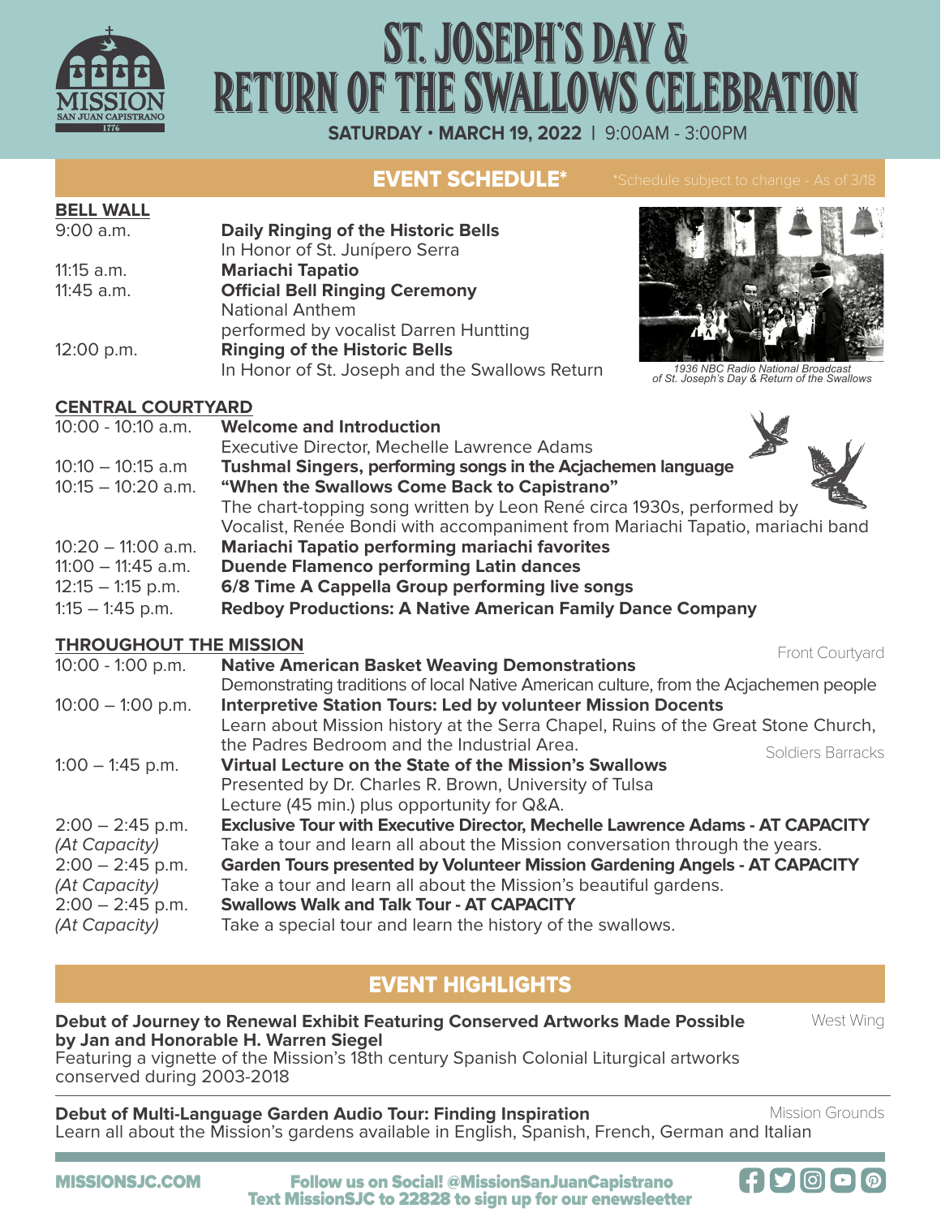# ST. JOSEPH'S DAY & RETURN OF THE SWALLOWS CELEBRATION

**SATURDAY • MARCH 19, 2022** | 9:00AM - 3:00PM

## EVENT SCHEDULE*

*Schedule subject to change - As of 3/18

### BELL WALL

| | |
|---|---|
| 9:00 a.m. | **Daily Ringing of the Historic Bells**<br>In Honor of St. Junípero Serra |
| 11:15 a.m. | **Mariachi Tapatio** |
| 11:45 a.m. | **Official Bell Ringing Ceremony**<br>National Anthem<br>performed by vocalist Darren Huntting |
| 12:00 p.m. | **Ringing of the Historic Bells**<br>In Honor of St. Joseph and the Swallows Return |

*1936 NBC Radio National Broadcast of St. Joseph's Day & Return of the Swallows*

### CENTRAL COURTYARD

| | |
|---|---|
| 10:00 - 10:10 a.m. | **Welcome and Introduction**<br>Executive Director, Mechelle Lawrence Adams |
| 10:10 – 10:15 a.m | **Tushmal Singers, performing songs in the Acjachemen language** |
| 10:15 – 10:20 a.m. | **"When the Swallows Come Back to Capistrano"**<br>The chart-topping song written by Leon René circa 1930s, performed by Vocalist, Renée Bondi with accompaniment from Mariachi Tapatio, mariachi band |
| 10:20 – 11:00 a.m. | **Mariachi Tapatio performing mariachi favorites** |
| 11:00 – 11:45 a.m. | **Duende Flamenco performing Latin dances** |
| 12:15 – 1:15 p.m. | **6/8 Time A Cappella Group performing live songs** |
| 1:15 – 1:45 p.m. | **Redboy Productions: A Native American Family Dance Company** |

### THROUGHOUT THE MISSION

| | | |
|---|---|---|
| 10:00 - 1:00 p.m. | **Native American Basket Weaving Demonstrations**<br>Demonstrating traditions of local Native American culture, from the Acjachemen people | Front Courtyard |
| 10:00 – 1:00 p.m. | **Interpretive Station Tours: Led by volunteer Mission Docents**<br>Learn about Mission history at the Serra Chapel, Ruins of the Great Stone Church, the Padres Bedroom and the Industrial Area. | |
| 1:00 – 1:45 p.m. | **Virtual Lecture on the State of the Mission's Swallows**<br>Presented by Dr. Charles R. Brown, University of Tulsa<br>Lecture (45 min.) plus opportunity for Q&A. | Soldiers Barracks |
| 2:00 – 2:45 p.m. *(At Capacity)* | **Exclusive Tour with Executive Director, Mechelle Lawrence Adams - AT CAPACITY**<br>Take a tour and learn all about the Mission conversation through the years. | |
| 2:00 – 2:45 p.m. *(At Capacity)* | **Garden Tours presented by Volunteer Mission Gardening Angels - AT CAPACITY**<br>Take a tour and learn all about the Mission's beautiful gardens. | |
| 2:00 – 2:45 p.m. *(At Capacity)* | **Swallows Walk and Talk Tour - AT CAPACITY**<br>Take a special tour and learn the history of the swallows. | |

## EVENT HIGHLIGHTS

**Debut of Journey to Renewal Exhibit Featuring Conserved Artworks Made Possible by Jan and Honorable H. Warren Siegel** — West Wing
Featuring a vignette of the Mission's 18th century Spanish Colonial Liturgical artworks conserved during 2003-2018

**Debut of Multi-Language Garden Audio Tour: Finding Inspiration** — Mission Grounds
Learn all about the Mission's gardens available in English, Spanish, French, German and Italian

MISSIONSJC.COM

Follow us on Social! @MissionSanJuanCapistrano
Text MissionSJC to 22828 to sign up for our enewsleetter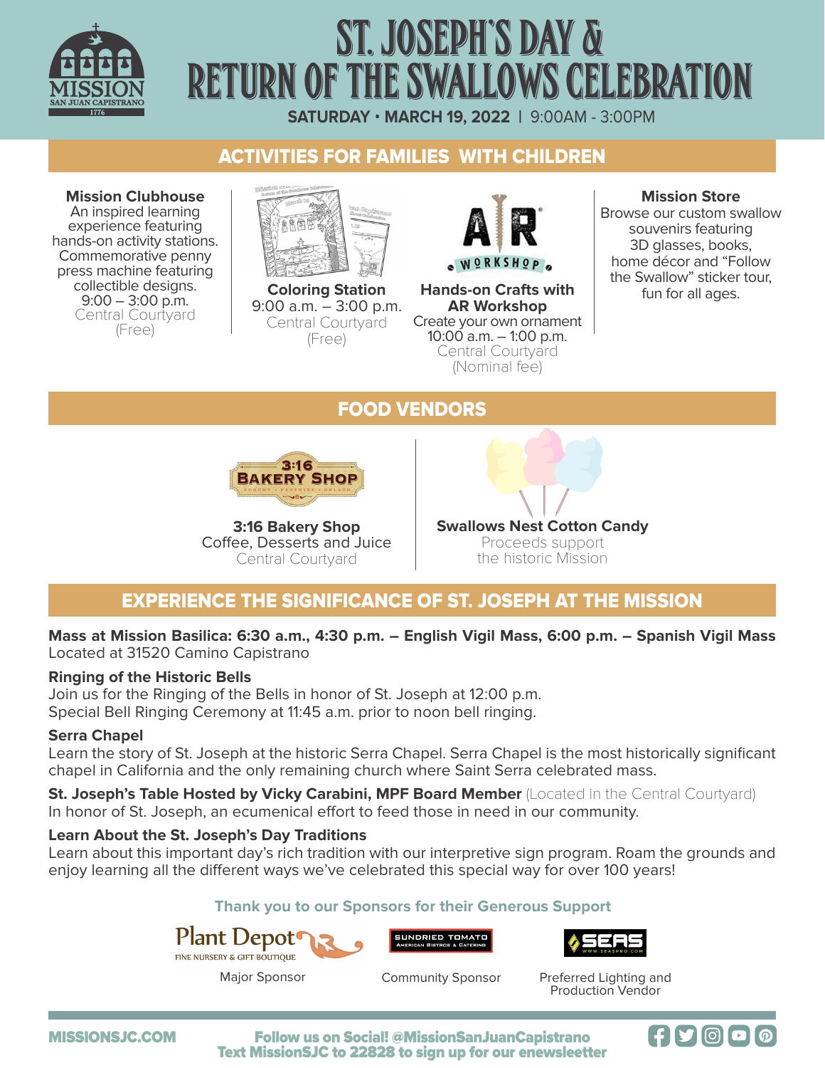MISSION SAN JUAN CAPISTRANO 1776

# ST. JOSEPH'S DAY & RETURN OF THE SWALLOWS CELEBRATION

**SATURDAY · MARCH 19, 2022** | 9:00AM - 3:00PM

## ACTIVITIES FOR FAMILIES WITH CHILDREN

**Mission Clubhouse**
An inspired learning experience featuring hands-on activity stations. Commemorative penny press machine featuring collectible designs.
9:00 – 3:00 p.m.
Central Courtyard
(Free)

**Coloring Station**
9:00 a.m. – 3:00 p.m.
Central Courtyard
(Free)

**Hands-on Crafts with AR Workshop**
Create your own ornament
10:00 a.m. – 1:00 p.m.
Central Courtyard
(Nominal fee)

**Mission Store**
Browse our custom swallow souvenirs featuring 3D glasses, books, home décor and "Follow the Swallow" sticker tour, fun for all ages.

## FOOD VENDORS

**3:16 Bakery Shop**
Coffee, Desserts and Juice
Central Courtyard

**Swallows Nest Cotton Candy**
Proceeds support the historic Mission

## EXPERIENCE THE SIGNIFICANCE OF ST. JOSEPH AT THE MISSION

**Mass at Mission Basilica: 6:30 a.m., 4:30 p.m. – English Vigil Mass, 6:00 p.m. – Spanish Vigil Mass**
Located at 31520 Camino Capistrano

**Ringing of the Historic Bells**
Join us for the Ringing of the Bells in honor of St. Joseph at 12:00 p.m.
Special Bell Ringing Ceremony at 11:45 a.m. prior to noon bell ringing.

**Serra Chapel**
Learn the story of St. Joseph at the historic Serra Chapel. Serra Chapel is the most historically significant chapel in California and the only remaining church where Saint Serra celebrated mass.

**St. Joseph's Table Hosted by Vicky Carabini, MPF Board Member** (Located in the Central Courtyard)
In honor of St. Joseph, an ecumenical effort to feed those in need in our community.

**Learn About the St. Joseph's Day Traditions**
Learn about this important day's rich tradition with our interpretive sign program. Roam the grounds and enjoy learning all the different ways we've celebrated this special way for over 100 years!

Thank you to our Sponsors for their Generous Support

Plant Depot — Fine Nursery & Gift Boutique — Major Sponsor

Sundried Tomato American Bistro & Catering — Community Sponsor

SEAS — Preferred Lighting and Production Vendor

MISSIONSJC.COM

Follow us on Social! @MissionSanJuanCapistrano
Text MissionSJC to 22828 to sign up for our enewsleetter